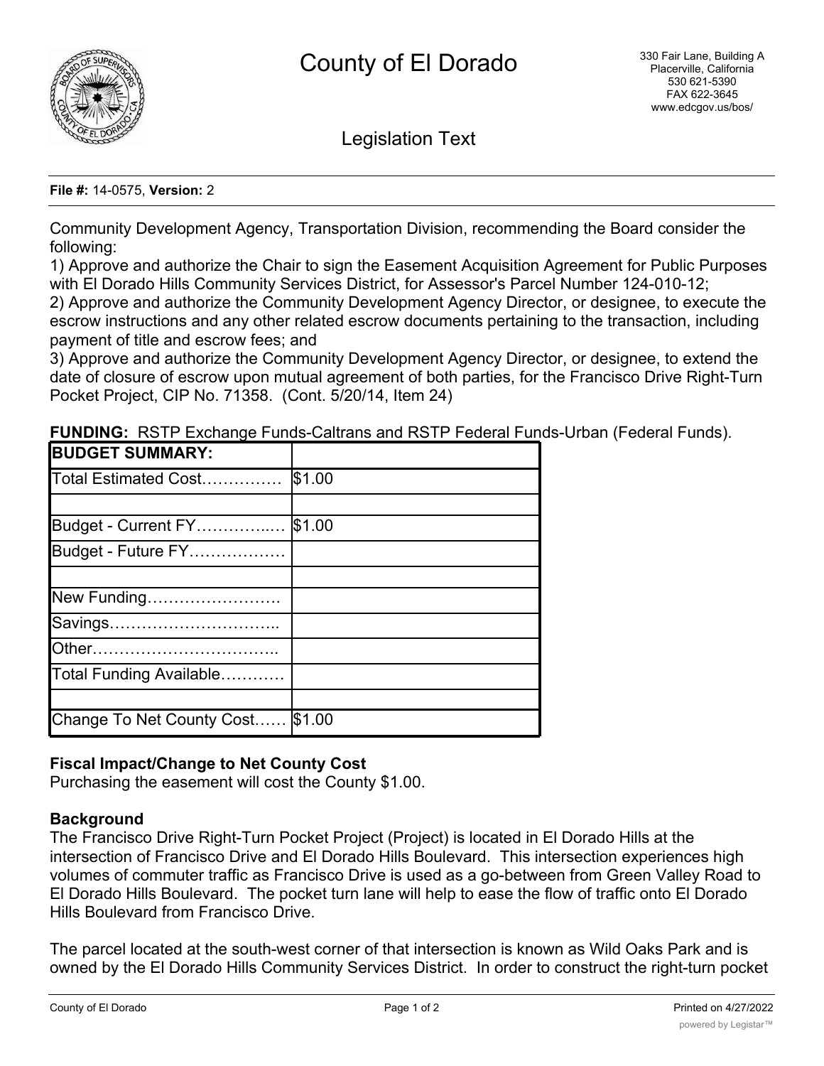# County of El Dorado

330 Fair Lane, Building A
Placerville, California
530 621-5390
FAX 622-3645
www.edcgov.us/bos/

## Legislation Text

**File #:** 14-0575, **Version:** 2

Community Development Agency, Transportation Division, recommending the Board consider the following:

1) Approve and authorize the Chair to sign the Easement Acquisition Agreement for Public Purposes with El Dorado Hills Community Services District, for Assessor's Parcel Number 124-010-12;
2) Approve and authorize the Community Development Agency Director, or designee, to execute the escrow instructions and any other related escrow documents pertaining to the transaction, including payment of title and escrow fees; and
3) Approve and authorize the Community Development Agency Director, or designee, to extend the date of closure of escrow upon mutual agreement of both parties, for the Francisco Drive Right-Turn Pocket Project, CIP No. 71358. (Cont. 5/20/14, Item 24)

**FUNDING:** RSTP Exchange Funds-Caltrans and RSTP Federal Funds-Urban (Federal Funds).

| **BUDGET SUMMARY:** | |
|---|---|
| Total Estimated Cost…………… | $1.00 |
| | |
| Budget - Current FY…………..… | $1.00 |
| Budget - Future FY……………… | |
| | |
| New Funding……………………. | |
| Savings………………………….. | |
| Other…………………………….. | |
| Total Funding Available………… | |
| | |
| Change To Net County Cost…… | $1.00 |

**Fiscal Impact/Change to Net County Cost**

Purchasing the easement will cost the County $1.00.

**Background**

The Francisco Drive Right-Turn Pocket Project (Project) is located in El Dorado Hills at the intersection of Francisco Drive and El Dorado Hills Boulevard. This intersection experiences high volumes of commuter traffic as Francisco Drive is used as a go-between from Green Valley Road to El Dorado Hills Boulevard. The pocket turn lane will help to ease the flow of traffic onto El Dorado Hills Boulevard from Francisco Drive.

The parcel located at the south-west corner of that intersection is known as Wild Oaks Park and is owned by the El Dorado Hills Community Services District. In order to construct the right-turn pocket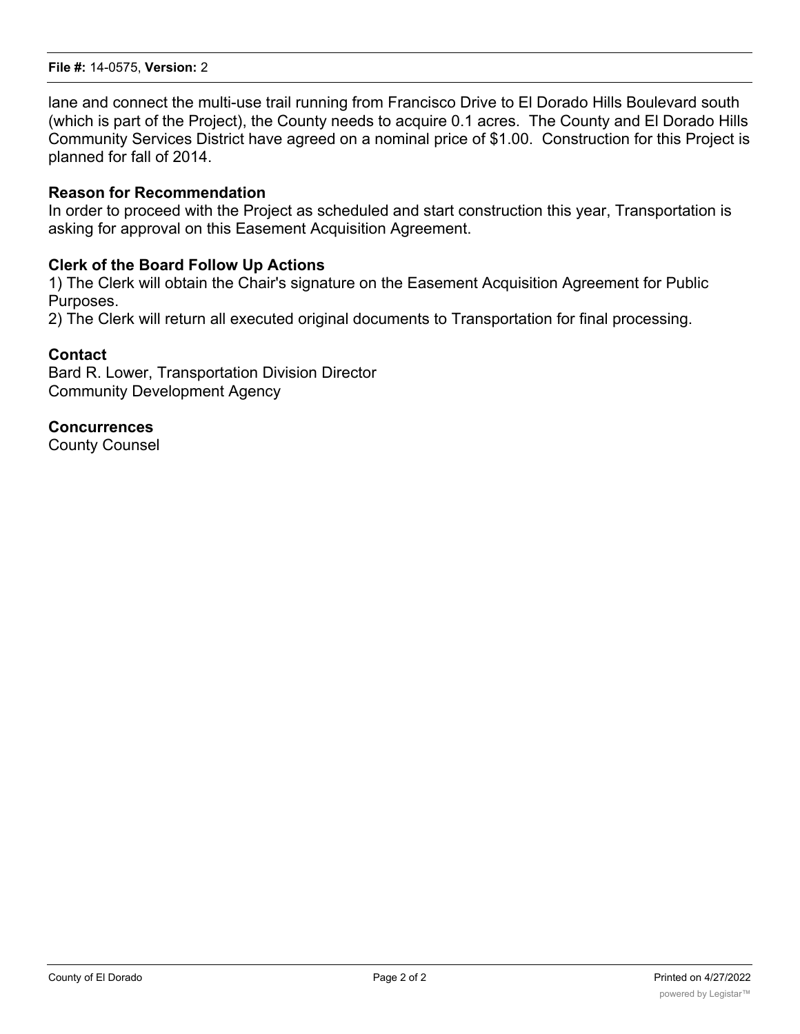lane and connect the multi-use trail running from Francisco Drive to El Dorado Hills Boulevard south (which is part of the Project), the County needs to acquire 0.1 acres. The County and El Dorado Hills Community Services District have agreed on a nominal price of $1.00. Construction for this Project is planned for fall of 2014.

**Reason for Recommendation**

In order to proceed with the Project as scheduled and start construction this year, Transportation is asking for approval on this Easement Acquisition Agreement.

**Clerk of the Board Follow Up Actions**

1) The Clerk will obtain the Chair's signature on the Easement Acquisition Agreement for Public Purposes.

2) The Clerk will return all executed original documents to Transportation for final processing.

**Contact**

Bard R. Lower, Transportation Division Director
Community Development Agency

**Concurrences**

County Counsel